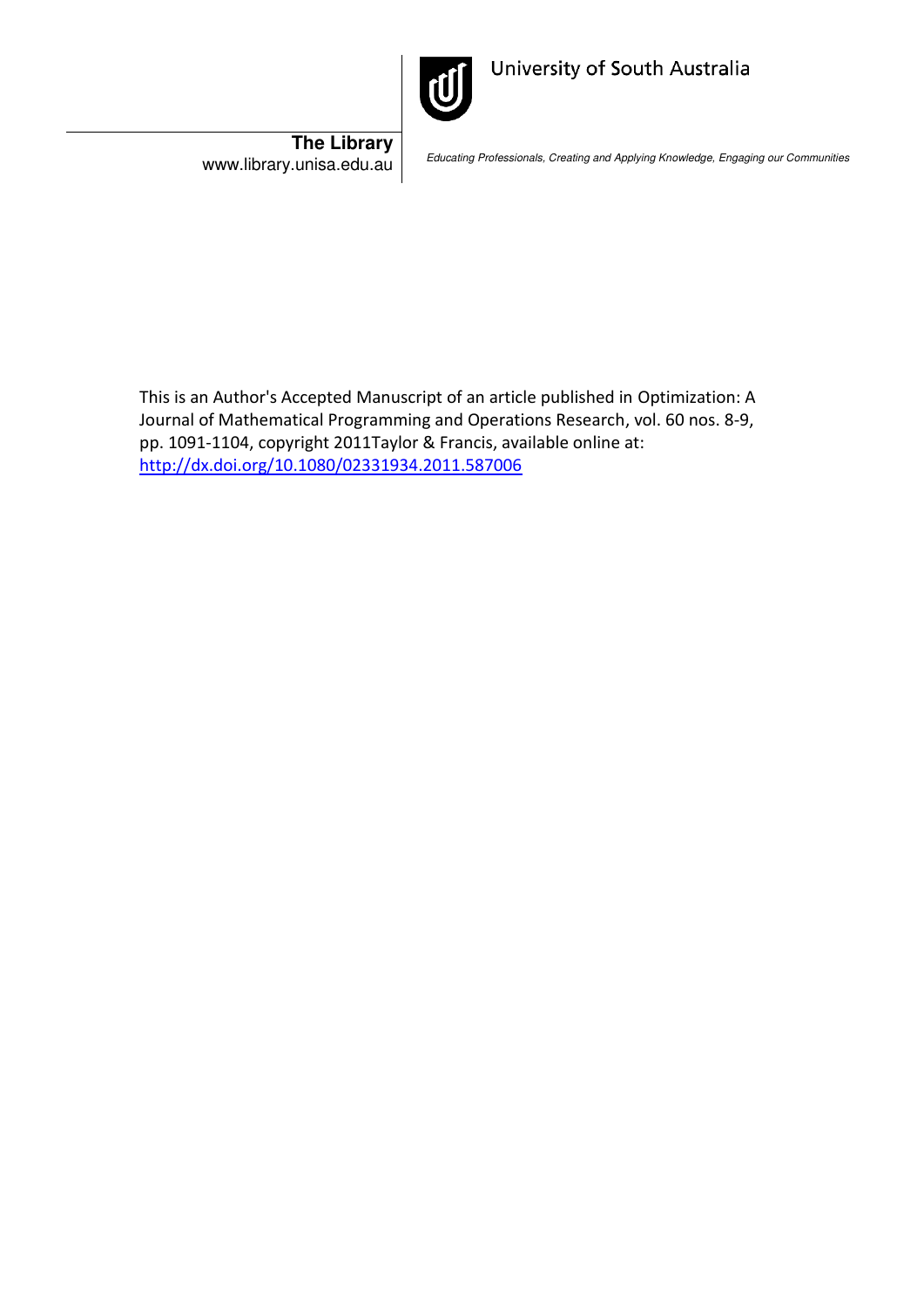University of South Australia

**The Library**
www.library.unisa.edu.au

*Educating Professionals, Creating and Applying Knowledge, Engaging our Communities*

This is an Author's Accepted Manuscript of an article published in Optimization: A Journal of Mathematical Programming and Operations Research, vol. 60 nos. 8-9, pp. 1091-1104, copyright 2011Taylor & Francis, available online at: [http://dx.doi.org/10.1080/02331934.2011.587006](http://dx.doi.org/10.1080/02331934.2011.587006)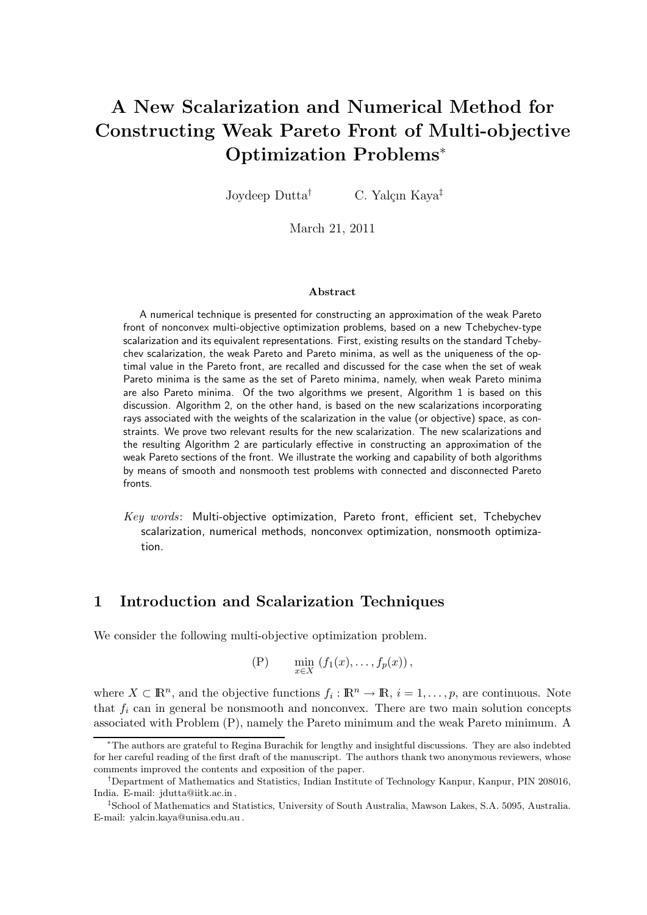# A New Scalarization and Numerical Method for Constructing Weak Pareto Front of Multi-objective Optimization Problems*

Joydeep Dutta† C. Yalçın Kaya‡

March 21, 2011

### Abstract

A numerical technique is presented for constructing an approximation of the weak Pareto front of nonconvex multi-objective optimization problems, based on a new Tchebychev-type scalarization and its equivalent representations. First, existing results on the standard Tchebychev scalarization, the weak Pareto and Pareto minima, as well as the uniqueness of the optimal value in the Pareto front, are recalled and discussed for the case when the set of weak Pareto minima is the same as the set of Pareto minima, namely, when weak Pareto minima are also Pareto minima. Of the two algorithms we present, Algorithm 1 is based on this discussion. Algorithm 2, on the other hand, is based on the new scalarizations incorporating rays associated with the weights of the scalarization in the value (or objective) space, as constraints. We prove two relevant results for the new scalarization. The new scalarizations and the resulting Algorithm 2 are particularly effective in constructing an approximation of the weak Pareto sections of the front. We illustrate the working and capability of both algorithms by means of smooth and nonsmooth test problems with connected and disconnected Pareto fronts.

*Key words*: Multi-objective optimization, Pareto front, efficient set, Tchebychev scalarization, numerical methods, nonconvex optimization, nonsmooth optimization.

## 1 Introduction and Scalarization Techniques

We consider the following multi-objective optimization problem.

$$\text{(P)} \qquad \min_{x\in X} \,(f_1(x),\ldots,f_p(x))\,,$$

where $X \subset \mathbb{R}^n$, and the objective functions $f_i : \mathbb{R}^n \to \mathbb{R}$, $i = 1,\ldots,p$, are continuous. Note that $f_i$ can in general be nonsmooth and nonconvex. There are two main solution concepts associated with Problem (P), namely the Pareto minimum and the weak Pareto minimum. A

---

*The authors are grateful to Regina Burachik for lengthy and insightful discussions. They are also indebted for her careful reading of the first draft of the manuscript. The authors thank two anonymous reviewers, whose comments improved the contents and exposition of the paper.

†Department of Mathematics and Statistics, Indian Institute of Technology Kanpur, Kanpur, PIN 208016, India. E-mail: jdutta@iitk.ac.in .

‡School of Mathematics and Statistics, University of South Australia, Mawson Lakes, S.A. 5095, Australia. E-mail: yalcin.kaya@unisa.edu.au .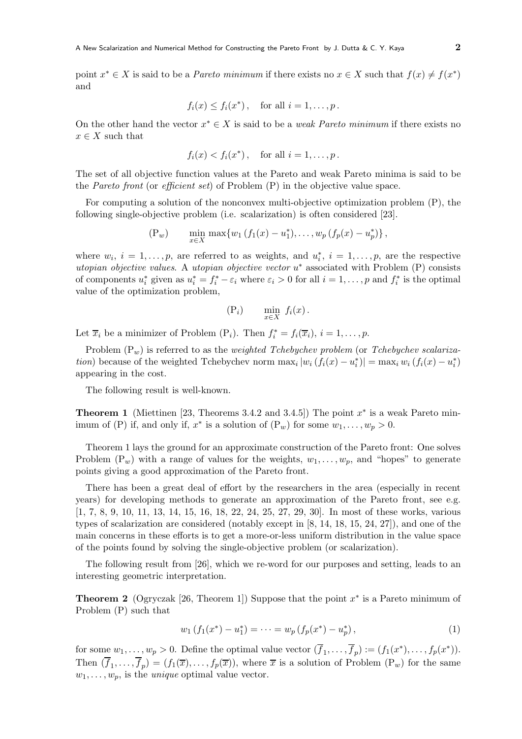point $x^* \in X$ is said to be a *Pareto minimum* if there exists no $x \in X$ such that $f(x) \neq f(x^*)$ and

$$f_i(x) \leq f_i(x^*)\,, \quad \text{for all } i = 1, \ldots, p\,.$$

On the other hand the vector $x^* \in X$ is said to be a *weak Pareto minimum* if there exists no $x \in X$ such that

$$f_i(x) < f_i(x^*)\,, \quad \text{for all } i = 1, \ldots, p\,.$$

The set of all objective function values at the Pareto and weak Pareto minima is said to be the *Pareto front* (or *efficient set*) of Problem (P) in the objective value space.

For computing a solution of the nonconvex multi-objective optimization problem (P), the following single-objective problem (i.e. scalarization) is often considered [23].

$$(\mathrm{P}_w) \qquad \min_{x \in X} \max\{w_1\,(f_1(x) - u_1^*), \ldots, w_p\,(f_p(x) - u_p^*)\}\,,$$

where $w_i$, $i = 1, \ldots, p$, are referred to as weights, and $u_i^*$, $i = 1, \ldots, p$, are the respective *utopian objective values*. A *utopian objective vector* $u^*$ associated with Problem (P) consists of components $u_i^*$ given as $u_i^* = f_i^* - \varepsilon_i$ where $\varepsilon_i > 0$ for all $i = 1, \ldots, p$ and $f_i^*$ is the optimal value of the optimization problem,

$$(\mathrm{P}_i) \qquad \min_{x \in X} \; f_i(x)\,.$$

Let $\overline{x}_i$ be a minimizer of Problem $(\mathrm{P}_i)$. Then $f_i^* = f_i(\overline{x}_i)$, $i = 1, \ldots, p$.

Problem $(\mathrm{P}_w)$ is referred to as the *weighted Tchebychev problem* (or *Tchebychev scalarization*) because of the weighted Tchebychev norm $\max_i |w_i\,(f_i(x) - u_i^*)| = \max_i w_i\,(f_i(x) - u_i^*)$ appearing in the cost.

The following result is well-known.

**Theorem 1** (Miettinen [23, Theorems 3.4.2 and 3.4.5]) The point $x^*$ is a weak Pareto minimum of (P) if, and only if, $x^*$ is a solution of $(\mathrm{P}_w)$ for some $w_1, \ldots, w_p > 0$.

Theorem 1 lays the ground for an approximate construction of the Pareto front: One solves Problem $(\mathrm{P}_w)$ with a range of values for the weights, $w_1, \ldots, w_p$, and "hopes" to generate points giving a good approximation of the Pareto front.

There has been a great deal of effort by the researchers in the area (especially in recent years) for developing methods to generate an approximation of the Pareto front, see e.g. [1, 7, 8, 9, 10, 11, 13, 14, 15, 16, 18, 22, 24, 25, 27, 29, 30]. In most of these works, various types of scalarization are considered (notably except in [8, 14, 18, 15, 24, 27]), and one of the main concerns in these efforts is to get a more-or-less uniform distribution in the value space of the points found by solving the single-objective problem (or scalarization).

The following result from [26], which we re-word for our purposes and setting, leads to an interesting geometric interpretation.

**Theorem 2** (Ogryczak [26, Theorem 1]) Suppose that the point $x^*$ is a Pareto minimum of Problem (P) such that

$$w_1\,(f_1(x^*) - u_1^*) = \cdots = w_p\,(f_p(x^*) - u_p^*)\,, \tag{1}$$

for some $w_1, \ldots, w_p > 0$. Define the optimal value vector $(\overline{f}_1, \ldots, \overline{f}_p) := (f_1(x^*), \ldots, f_p(x^*))$. Then $(\overline{f}_1, \ldots, \overline{f}_p) = (f_1(\overline{x}), \ldots, f_p(\overline{x}))$, where $\overline{x}$ is a solution of Problem $(\mathrm{P}_w)$ for the same $w_1, \ldots, w_p$, is the *unique* optimal value vector.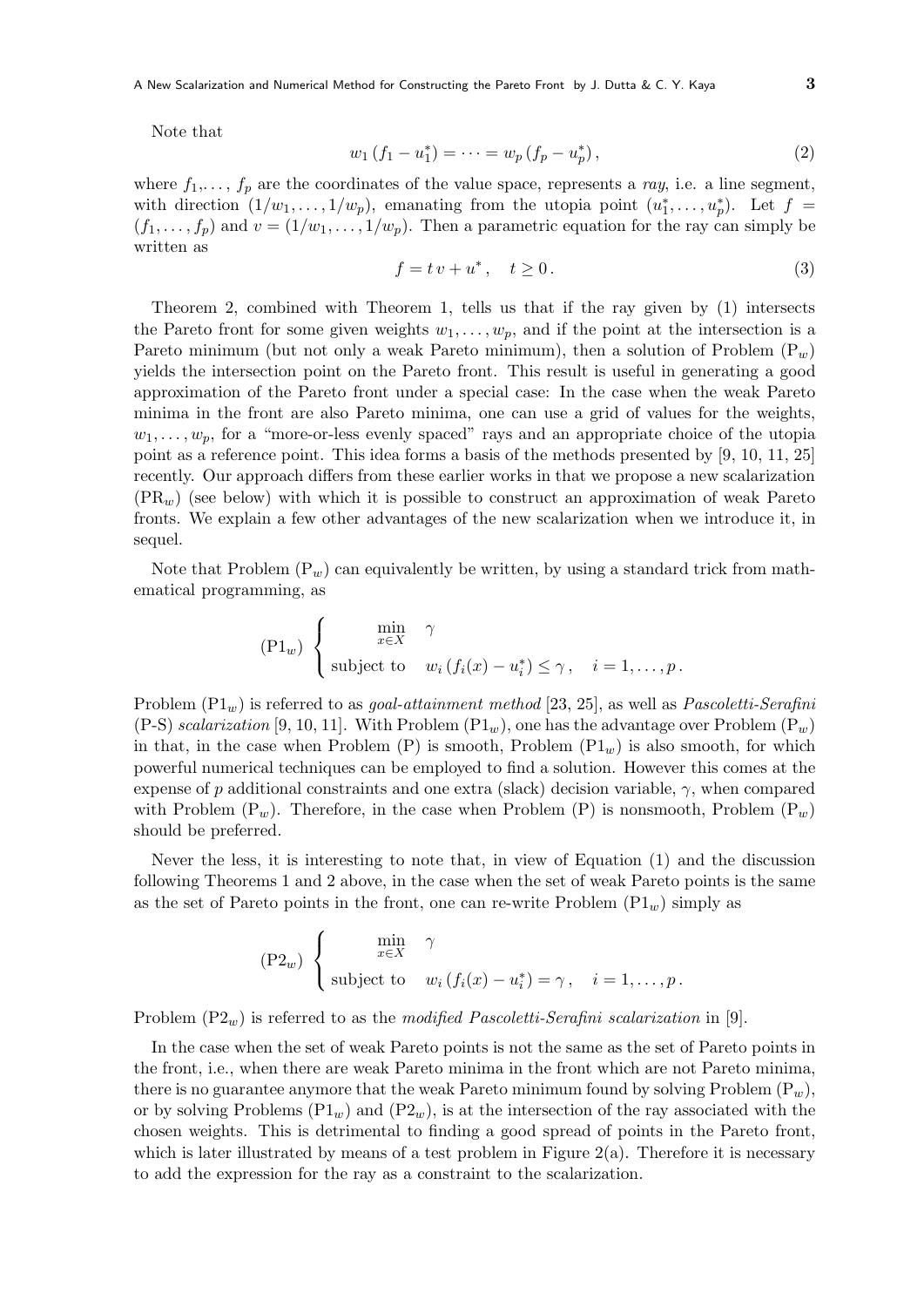Note that

$$w_1\,(f_1 - u_1^*) = \cdots = w_p\,(f_p - u_p^*)\,, \tag{2}$$

where $f_1,\ldots,\, f_p$ are the coordinates of the value space, represents a *ray*, i.e. a line segment, with direction $(1/w_1,\ldots,1/w_p)$, emanating from the utopia point $(u_1^*,\ldots,u_p^*)$. Let $f = (f_1,\ldots,f_p)$ and $v = (1/w_1,\ldots,1/w_p)$. Then a parametric equation for the ray can simply be written as

$$f = t\,v + u^*\,,\quad t \geq 0\,. \tag{3}$$

Theorem 2, combined with Theorem 1, tells us that if the ray given by (1) intersects the Pareto front for some given weights $w_1,\ldots,w_p$, and if the point at the intersection is a Pareto minimum (but not only a weak Pareto minimum), then a solution of Problem (P$_w$) yields the intersection point on the Pareto front. This result is useful in generating a good approximation of the Pareto front under a special case: In the case when the weak Pareto minima in the front are also Pareto minima, one can use a grid of values for the weights, $w_1,\ldots,w_p$, for a "more-or-less evenly spaced" rays and an appropriate choice of the utopia point as a reference point. This idea forms a basis of the methods presented by [9, 10, 11, 25] recently. Our approach differs from these earlier works in that we propose a new scalarization (PR$_w$) (see below) with which it is possible to construct an approximation of weak Pareto fronts. We explain a few other advantages of the new scalarization when we introduce it, in sequel.

Note that Problem (P$_w$) can equivalently be written, by using a standard trick from mathematical programming, as

$$(\text{P1}_w)\;\left\{\begin{array}{ll} \displaystyle\min_{x\in X} & \gamma \\ \text{subject to} & w_i\,(f_i(x) - u_i^*) \leq \gamma\,,\quad i = 1,\ldots,p\,. \end{array}\right.$$

Problem (P1$_w$) is referred to as *goal-attainment method* [23, 25], as well as *Pascoletti-Serafini* (P-S) *scalarization* [9, 10, 11]. With Problem (P1$_w$), one has the advantage over Problem (P$_w$) in that, in the case when Problem (P) is smooth, Problem (P1$_w$) is also smooth, for which powerful numerical techniques can be employed to find a solution. However this comes at the expense of $p$ additional constraints and one extra (slack) decision variable, $\gamma$, when compared with Problem (P$_w$). Therefore, in the case when Problem (P) is nonsmooth, Problem (P$_w$) should be preferred.

Never the less, it is interesting to note that, in view of Equation (1) and the discussion following Theorems 1 and 2 above, in the case when the set of weak Pareto points is the same as the set of Pareto points in the front, one can re-write Problem (P1$_w$) simply as

$$(\text{P2}_w)\;\left\{\begin{array}{ll} \displaystyle\min_{x\in X} & \gamma \\ \text{subject to} & w_i\,(f_i(x) - u_i^*) = \gamma\,,\quad i = 1,\ldots,p\,. \end{array}\right.$$

Problem (P2$_w$) is referred to as the *modified Pascoletti-Serafini scalarization* in [9].

In the case when the set of weak Pareto points is not the same as the set of Pareto points in the front, i.e., when there are weak Pareto minima in the front which are not Pareto minima, there is no guarantee anymore that the weak Pareto minimum found by solving Problem (P$_w$), or by solving Problems (P1$_w$) and (P2$_w$), is at the intersection of the ray associated with the chosen weights. This is detrimental to finding a good spread of points in the Pareto front, which is later illustrated by means of a test problem in Figure 2(a). Therefore it is necessary to add the expression for the ray as a constraint to the scalarization.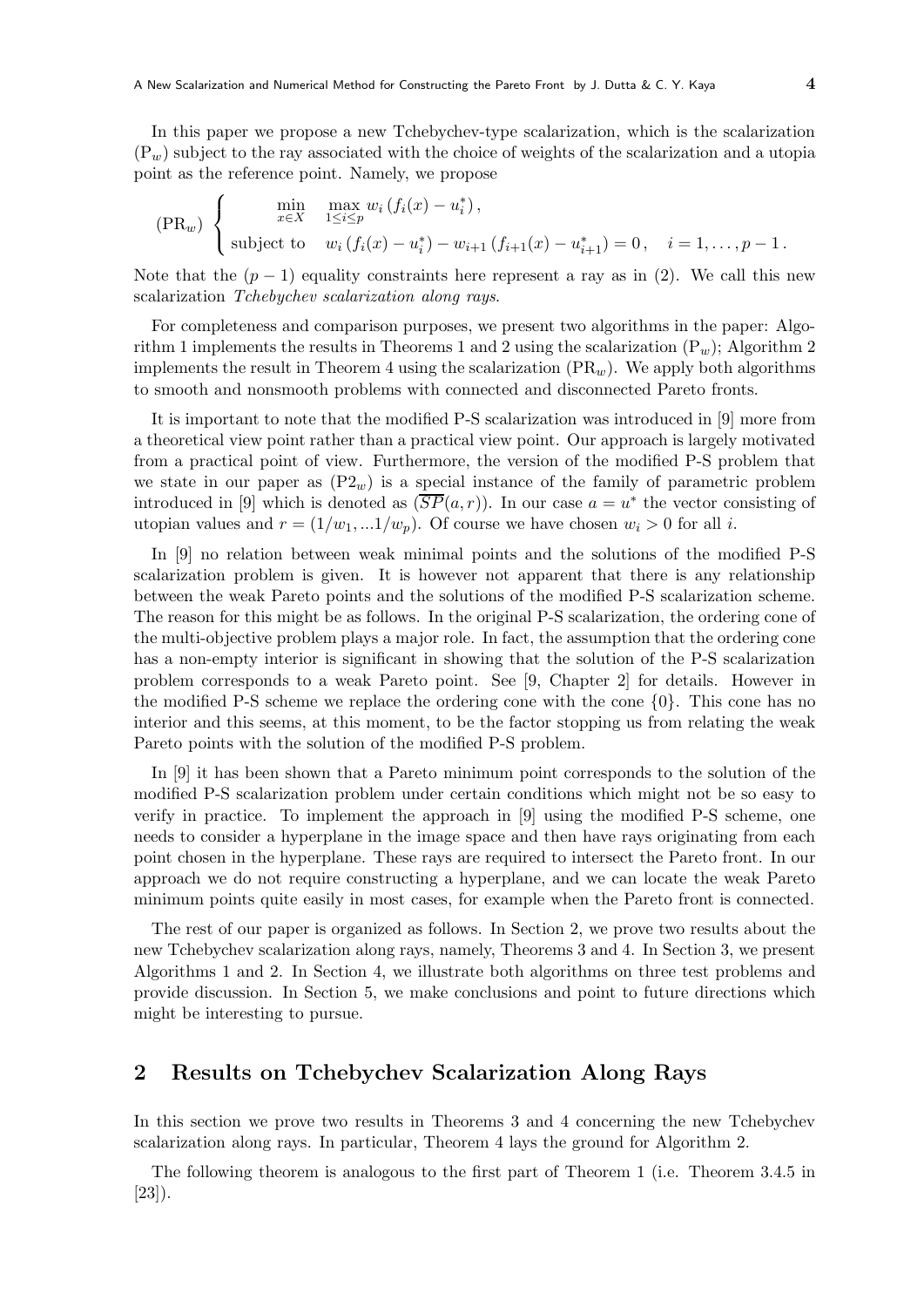In this paper we propose a new Tchebychev-type scalarization, which is the scalarization $(\mathrm{P}_w)$ subject to the ray associated with the choice of weights of the scalarization and a utopia point as the reference point. Namely, we propose

$$
(\mathrm{PR}_w)\ \begin{cases} \quad\quad \displaystyle\min_{x\in X} \quad \max_{1\le i\le p} w_i\,(f_i(x) - u_i^*)\,, \\ \text{subject to} \quad w_i\,(f_i(x) - u_i^*) - w_{i+1}\,(f_{i+1}(x) - u_{i+1}^*) = 0\,, \quad i = 1,\ldots,p-1\,. \end{cases}
$$

Note that the $(p-1)$ equality constraints here represent a ray as in (2). We call this new scalarization *Tchebychev scalarization along rays*.

For completeness and comparison purposes, we present two algorithms in the paper: Algorithm 1 implements the results in Theorems 1 and 2 using the scalarization $(\mathrm{P}_w)$; Algorithm 2 implements the result in Theorem 4 using the scalarization $(\mathrm{PR}_w)$. We apply both algorithms to smooth and nonsmooth problems with connected and disconnected Pareto fronts.

It is important to note that the modified P-S scalarization was introduced in [9] more from a theoretical view point rather than a practical view point. Our approach is largely motivated from a practical point of view. Furthermore, the version of the modified P-S problem that we state in our paper as $(\mathrm{P2}_w)$ is a special instance of the family of parametric problem introduced in [9] which is denoted as $(\overline{SP}(a,r))$. In our case $a = u^*$ the vector consisting of utopian values and $r = (1/w_1, ...1/w_p)$. Of course we have chosen $w_i > 0$ for all $i$.

In [9] no relation between weak minimal points and the solutions of the modified P-S scalarization problem is given. It is however not apparent that there is any relationship between the weak Pareto points and the solutions of the modified P-S scalarization scheme. The reason for this might be as follows. In the original P-S scalarization, the ordering cone of the multi-objective problem plays a major role. In fact, the assumption that the ordering cone has a non-empty interior is significant in showing that the solution of the P-S scalarization problem corresponds to a weak Pareto point. See [9, Chapter 2] for details. However in the modified P-S scheme we replace the ordering cone with the cone $\{0\}$. This cone has no interior and this seems, at this moment, to be the factor stopping us from relating the weak Pareto points with the solution of the modified P-S problem.

In [9] it has been shown that a Pareto minimum point corresponds to the solution of the modified P-S scalarization problem under certain conditions which might not be so easy to verify in practice. To implement the approach in [9] using the modified P-S scheme, one needs to consider a hyperplane in the image space and then have rays originating from each point chosen in the hyperplane. These rays are required to intersect the Pareto front. In our approach we do not require constructing a hyperplane, and we can locate the weak Pareto minimum points quite easily in most cases, for example when the Pareto front is connected.

The rest of our paper is organized as follows. In Section 2, we prove two results about the new Tchebychev scalarization along rays, namely, Theorems 3 and 4. In Section 3, we present Algorithms 1 and 2. In Section 4, we illustrate both algorithms on three test problems and provide discussion. In Section 5, we make conclusions and point to future directions which might be interesting to pursue.

## 2 Results on Tchebychev Scalarization Along Rays

In this section we prove two results in Theorems 3 and 4 concerning the new Tchebychev scalarization along rays. In particular, Theorem 4 lays the ground for Algorithm 2.

The following theorem is analogous to the first part of Theorem 1 (i.e. Theorem 3.4.5 in [23]).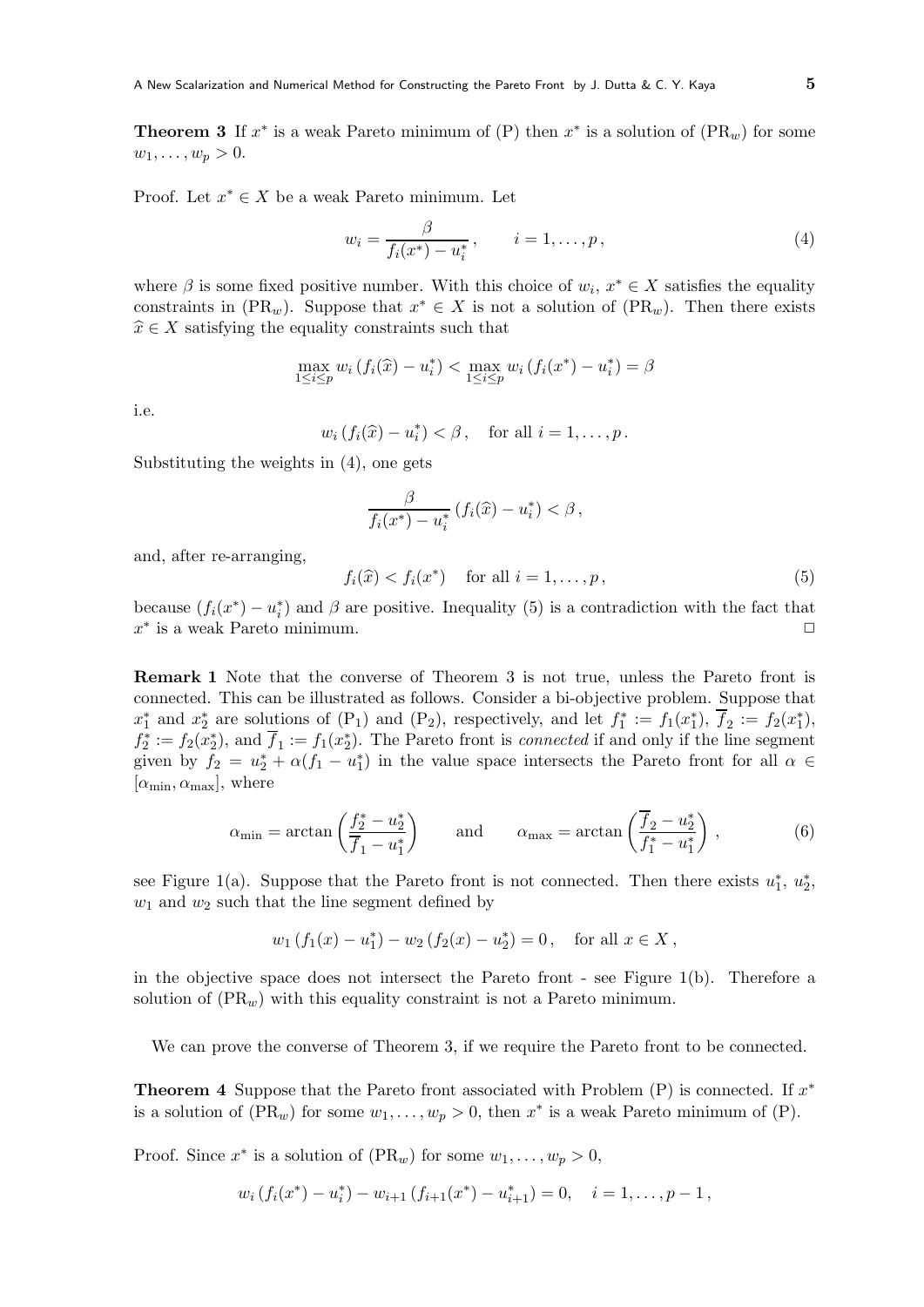**Theorem 3** If $x^*$ is a weak Pareto minimum of (P) then $x^*$ is a solution of (PR$_w$) for some $w_1, \ldots, w_p > 0$.

Proof. Let $x^* \in X$ be a weak Pareto minimum. Let

$$w_i = \frac{\beta}{f_i(x^*) - u_i^*}\,, \qquad i = 1, \ldots, p\,, \tag{4}$$

where $\beta$ is some fixed positive number. With this choice of $w_i$, $x^* \in X$ satisfies the equality constraints in (PR$_w$). Suppose that $x^* \in X$ is not a solution of (PR$_w$). Then there exists $\widehat{x} \in X$ satisfying the equality constraints such that

$$\max_{1 \le i \le p} w_i\,(f_i(\widehat{x}) - u_i^*) < \max_{1 \le i \le p} w_i\,(f_i(x^*) - u_i^*) = \beta$$

i.e.

$$w_i\,(f_i(\widehat{x}) - u_i^*) < \beta\,, \quad \text{for all } i = 1, \ldots, p\,.$$

Substituting the weights in (4), one gets

$$\frac{\beta}{f_i(x^*) - u_i^*}\,(f_i(\widehat{x}) - u_i^*) < \beta\,,$$

and, after re-arranging,

$$f_i(\widehat{x}) < f_i(x^*) \quad \text{for all } i = 1, \ldots, p\,, \tag{5}$$

because $(f_i(x^*) - u_i^*)$ and $\beta$ are positive. Inequality (5) is a contradiction with the fact that $x^*$ is a weak Pareto minimum. □

**Remark 1** Note that the converse of Theorem 3 is not true, unless the Pareto front is connected. This can be illustrated as follows. Consider a bi-objective problem. Suppose that $x_1^*$ and $x_2^*$ are solutions of (P$_1$) and (P$_2$), respectively, and let $f_1^* := f_1(x_1^*)$, $\overline{f}_2 := f_2(x_1^*)$, $f_2^* := f_2(x_2^*)$, and $\overline{f}_1 := f_1(x_2^*)$. The Pareto front is *connected* if and only if the line segment given by $f_2 = u_2^* + \alpha(f_1 - u_1^*)$ in the value space intersects the Pareto front for all $\alpha \in [\alpha_{\min}, \alpha_{\max}]$, where

$$\alpha_{\min} = \arctan\left(\frac{f_2^* - u_2^*}{\overline{f}_1 - u_1^*}\right) \qquad \text{and} \qquad \alpha_{\max} = \arctan\left(\frac{\overline{f}_2 - u_2^*}{f_1^* - u_1^*}\right), \tag{6}$$

see Figure 1(a). Suppose that the Pareto front is not connected. Then there exists $u_1^*$, $u_2^*$, $w_1$ and $w_2$ such that the line segment defined by

$$w_1\,(f_1(x) - u_1^*) - w_2\,(f_2(x) - u_2^*) = 0\,, \quad \text{for all } x \in X\,,$$

in the objective space does not intersect the Pareto front - see Figure 1(b). Therefore a solution of (PR$_w$) with this equality constraint is not a Pareto minimum.

We can prove the converse of Theorem 3, if we require the Pareto front to be connected.

**Theorem 4** Suppose that the Pareto front associated with Problem (P) is connected. If $x^*$ is a solution of (PR$_w$) for some $w_1, \ldots, w_p > 0$, then $x^*$ is a weak Pareto minimum of (P).

Proof. Since $x^*$ is a solution of (PR$_w$) for some $w_1, \ldots, w_p > 0$,

$$w_i\,(f_i(x^*) - u_i^*) - w_{i+1}\,(f_{i+1}(x^*) - u_{i+1}^*) = 0, \quad i = 1, \ldots, p-1\,,$$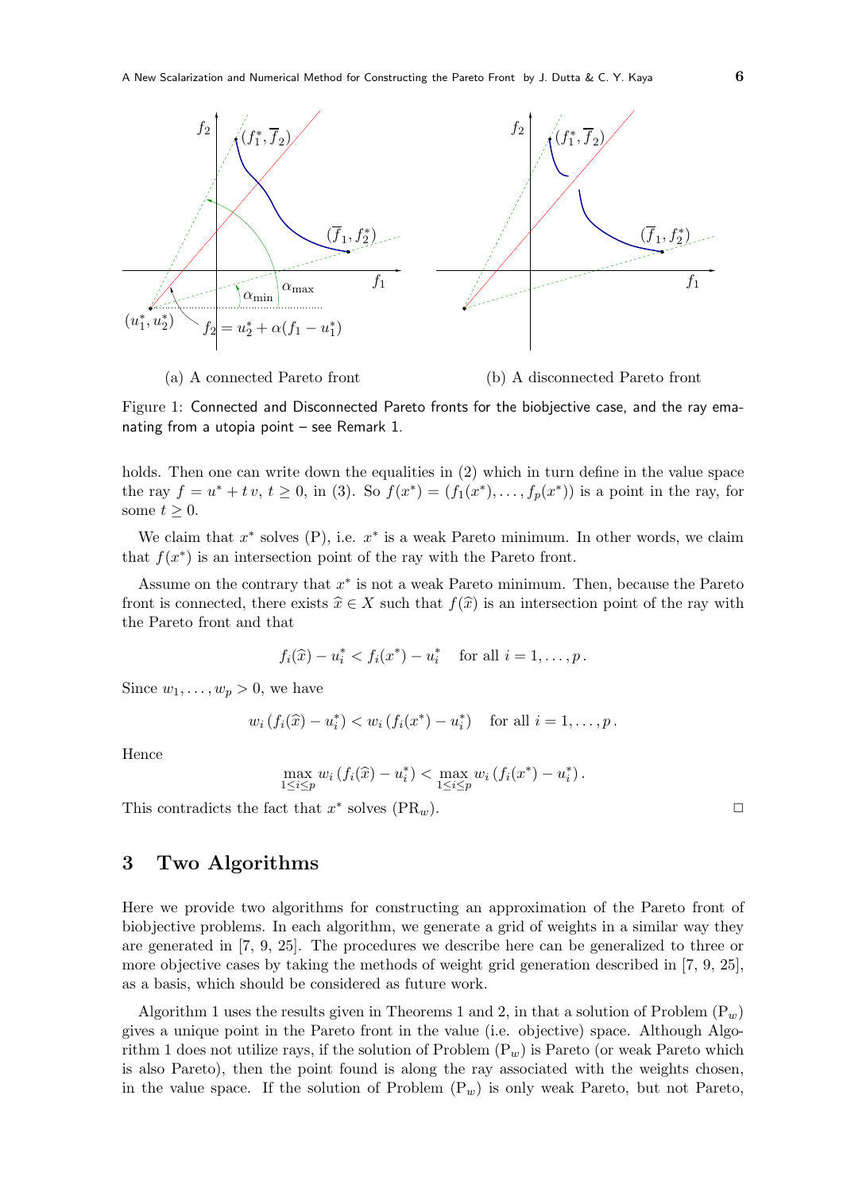(a) A connected Pareto front

(b) A disconnected Pareto front

Figure 1: Connected and Disconnected Pareto fronts for the biobjective case, and the ray emanating from a utopia point – see Remark 1.

holds. Then one can write down the equalities in (2) which in turn define in the value space the ray $f = u^* + t\,v$, $t \geq 0$, in (3). So $f(x^*) = (f_1(x^*), \ldots, f_p(x^*))$ is a point in the ray, for some $t \geq 0$.

We claim that $x^*$ solves (P), i.e. $x^*$ is a weak Pareto minimum. In other words, we claim that $f(x^*)$ is an intersection point of the ray with the Pareto front.

Assume on the contrary that $x^*$ is not a weak Pareto minimum. Then, because the Pareto front is connected, there exists $\widehat{x} \in X$ such that $f(\widehat{x})$ is an intersection point of the ray with the Pareto front and that

$$f_i(\widehat{x}) - u_i^* < f_i(x^*) - u_i^* \quad \text{for all } i = 1, \ldots, p\,.$$

Since $w_1, \ldots, w_p > 0$, we have

$$w_i\,(f_i(\widehat{x}) - u_i^*) < w_i\,(f_i(x^*) - u_i^*) \quad \text{for all } i = 1, \ldots, p\,.$$

Hence

$$\max_{1 \leq i \leq p} w_i\,(f_i(\widehat{x}) - u_i^*) < \max_{1 \leq i \leq p} w_i\,(f_i(x^*) - u_i^*)\,.$$

This contradicts the fact that $x^*$ solves (PR$_w$). □

## 3 Two Algorithms

Here we provide two algorithms for constructing an approximation of the Pareto front of biobjective problems. In each algorithm, we generate a grid of weights in a similar way they are generated in [7, 9, 25]. The procedures we describe here can be generalized to three or more objective cases by taking the methods of weight grid generation described in [7, 9, 25], as a basis, which should be considered as future work.

Algorithm 1 uses the results given in Theorems 1 and 2, in that a solution of Problem (P$_w$) gives a unique point in the Pareto front in the value (i.e. objective) space. Although Algorithm 1 does not utilize rays, if the solution of Problem (P$_w$) is Pareto (or weak Pareto which is also Pareto), then the point found is along the ray associated with the weights chosen, in the value space. If the solution of Problem (P$_w$) is only weak Pareto, but not Pareto,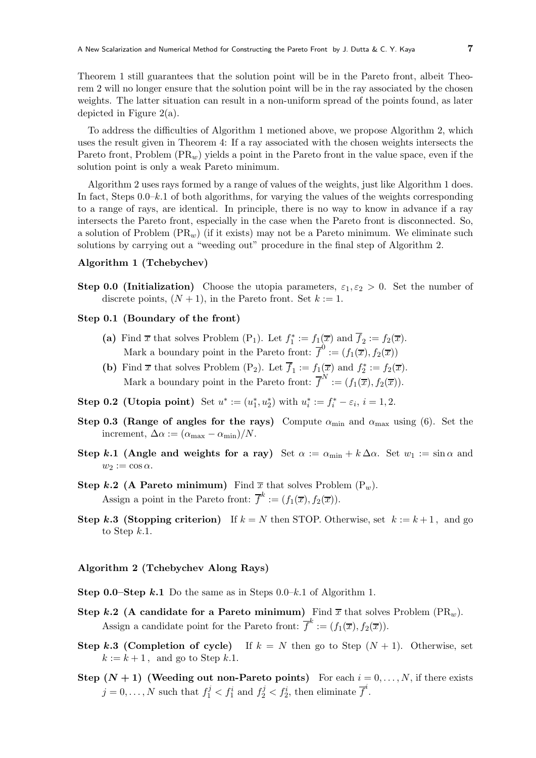Theorem 1 still guarantees that the solution point will be in the Pareto front, albeit Theorem 2 will no longer ensure that the solution point will be in the ray associated by the chosen weights. The latter situation can result in a non-uniform spread of the points found, as later depicted in Figure 2(a).

To address the difficulties of Algorithm 1 metioned above, we propose Algorithm 2, which uses the result given in Theorem 4: If a ray associated with the chosen weights intersects the Pareto front, Problem $(\mathrm{PR}_w)$ yields a point in the Pareto front in the value space, even if the solution point is only a weak Pareto minimum.

Algorithm 2 uses rays formed by a range of values of the weights, just like Algorithm 1 does. In fact, Steps 0.0–$k$.1 of both algorithms, for varying the values of the weights corresponding to a range of rays, are identical. In principle, there is no way to know in advance if a ray intersects the Pareto front, especially in the case when the Pareto front is disconnected. So, a solution of Problem $(\mathrm{PR}_w)$ (if it exists) may not be a Pareto minimum. We eliminate such solutions by carrying out a "weeding out" procedure in the final step of Algorithm 2.

**Algorithm 1 (Tchebychev)**

**Step 0.0 (Initialization)** Choose the utopia parameters, $\varepsilon_1, \varepsilon_2 > 0$. Set the number of discrete points, $(N+1)$, in the Pareto front. Set $k := 1$.

**Step 0.1 (Boundary of the front)**

- **(a)** Find $\overline{x}$ that solves Problem $(\mathrm{P}_1)$. Let $f_1^* := f_1(\overline{x})$ and $\overline{f}_2 := f_2(\overline{x})$. Mark a boundary point in the Pareto front: $\overline{f}^0 := (f_1(\overline{x}), f_2(\overline{x}))$
- **(b)** Find $\overline{x}$ that solves Problem $(\mathrm{P}_2)$. Let $\overline{f}_1 := f_1(\overline{x})$ and $f_2^* := f_2(\overline{x})$. Mark a boundary point in the Pareto front: $\overline{f}^N := (f_1(\overline{x}), f_2(\overline{x}))$.

**Step 0.2 (Utopia point)** Set $u^* := (u_1^*, u_2^*)$ with $u_i^* := f_i^* - \varepsilon_i$, $i = 1, 2$.

**Step 0.3 (Range of angles for the rays)** Compute $\alpha_{\min}$ and $\alpha_{\max}$ using (6). Set the increment, $\Delta\alpha := (\alpha_{\max} - \alpha_{\min})/N$.

**Step $k$.1 (Angle and weights for a ray)** Set $\alpha := \alpha_{\min} + k\,\Delta\alpha$. Set $w_1 := \sin\alpha$ and $w_2 := \cos\alpha$.

**Step $k$.2 (A Pareto minimum)** Find $\overline{x}$ that solves Problem $(\mathrm{P}_w)$. Assign a point in the Pareto front: $\overline{f}^k := (f_1(\overline{x}), f_2(\overline{x}))$.

**Step $k$.3 (Stopping criterion)** If $k = N$ then STOP. Otherwise, set $k := k + 1$, and go to Step $k$.1.

**Algorithm 2 (Tchebychev Along Rays)**

**Step 0.0–Step $k$.1** Do the same as in Steps 0.0–$k$.1 of Algorithm 1.

**Step $k$.2 (A candidate for a Pareto minimum)** Find $\overline{x}$ that solves Problem $(\mathrm{PR}_w)$. Assign a candidate point for the Pareto front: $\overline{f}^k := (f_1(\overline{x}), f_2(\overline{x}))$.

**Step $k$.3 (Completion of cycle)** If $k = N$ then go to Step $(N+1)$. Otherwise, set $k := k + 1$, and go to Step $k$.1.

**Step $(N+1)$ (Weeding out non-Pareto points)** For each $i = 0, \ldots, N$, if there exists $j = 0, \ldots, N$ such that $f_1^j < f_1^i$ and $f_2^j < f_2^i$, then eliminate $\overline{f}^i$.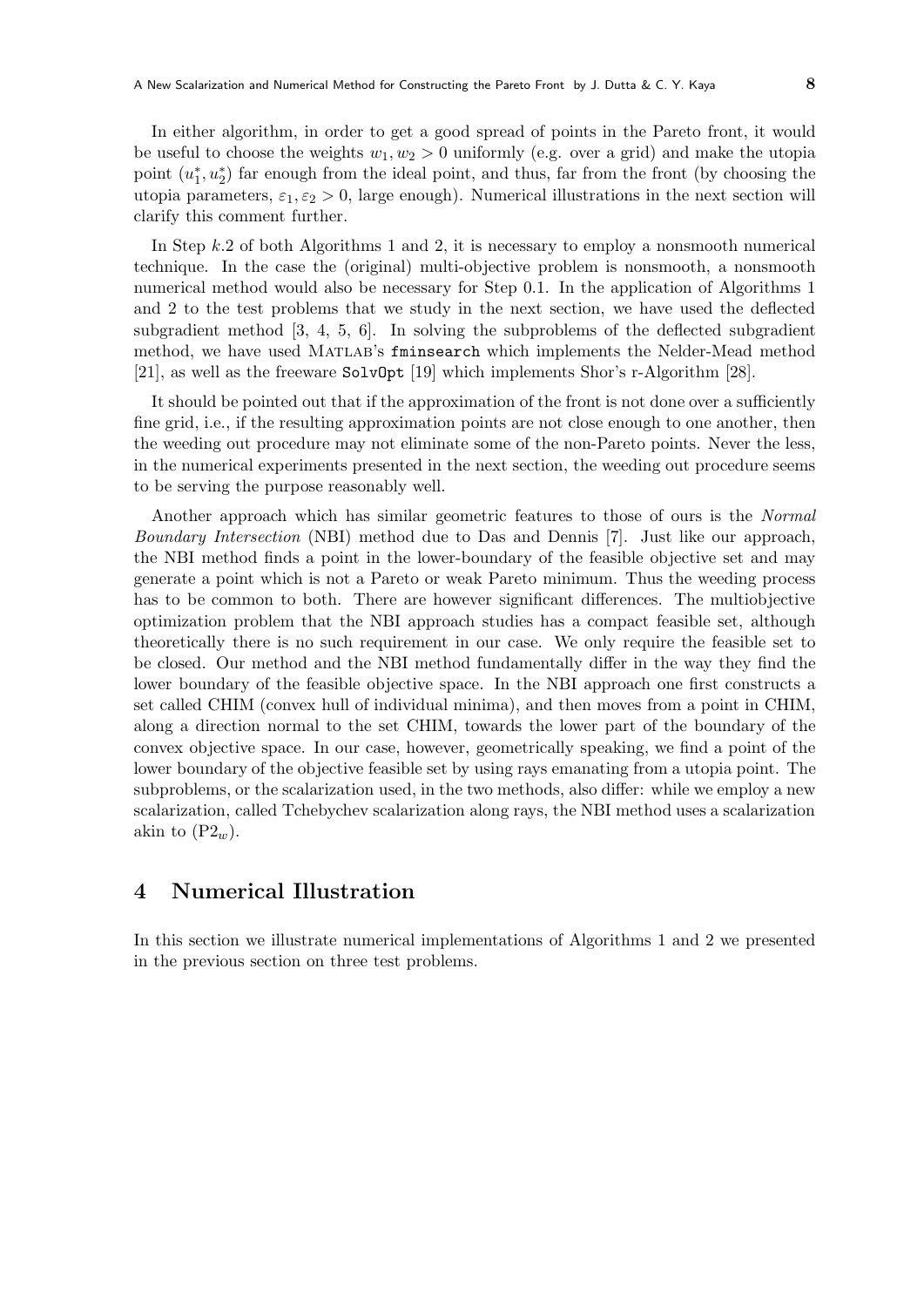In either algorithm, in order to get a good spread of points in the Pareto front, it would be useful to choose the weights $w_1, w_2 > 0$ uniformly (e.g. over a grid) and make the utopia point $(u_1^*, u_2^*)$ far enough from the ideal point, and thus, far from the front (by choosing the utopia parameters, $\varepsilon_1, \varepsilon_2 > 0$, large enough). Numerical illustrations in the next section will clarify this comment further.

In Step $k$.2 of both Algorithms 1 and 2, it is necessary to employ a nonsmooth numerical technique. In the case the (original) multi-objective problem is nonsmooth, a nonsmooth numerical method would also be necessary for Step 0.1. In the application of Algorithms 1 and 2 to the test problems that we study in the next section, we have used the deflected subgradient method [3, 4, 5, 6]. In solving the subproblems of the deflected subgradient method, we have used MATLAB's `fminsearch` which implements the Nelder-Mead method [21], as well as the freeware `SolvOpt` [19] which implements Shor's r-Algorithm [28].

It should be pointed out that if the approximation of the front is not done over a sufficiently fine grid, i.e., if the resulting approximation points are not close enough to one another, then the weeding out procedure may not eliminate some of the non-Pareto points. Never the less, in the numerical experiments presented in the next section, the weeding out procedure seems to be serving the purpose reasonably well.

Another approach which has similar geometric features to those of ours is the *Normal Boundary Intersection* (NBI) method due to Das and Dennis [7]. Just like our approach, the NBI method finds a point in the lower-boundary of the feasible objective set and may generate a point which is not a Pareto or weak Pareto minimum. Thus the weeding process has to be common to both. There are however significant differences. The multiobjective optimization problem that the NBI approach studies has a compact feasible set, although theoretically there is no such requirement in our case. We only require the feasible set to be closed. Our method and the NBI method fundamentally differ in the way they find the lower boundary of the feasible objective space. In the NBI approach one first constructs a set called CHIM (convex hull of individual minima), and then moves from a point in CHIM, along a direction normal to the set CHIM, towards the lower part of the boundary of the convex objective space. In our case, however, geometrically speaking, we find a point of the lower boundary of the objective feasible set by using rays emanating from a utopia point. The subproblems, or the scalarization used, in the two methods, also differ: while we employ a new scalarization, called Tchebychev scalarization along rays, the NBI method uses a scalarization akin to $(\mathrm{P2}_w)$.

## 4 Numerical Illustration

In this section we illustrate numerical implementations of Algorithms 1 and 2 we presented in the previous section on three test problems.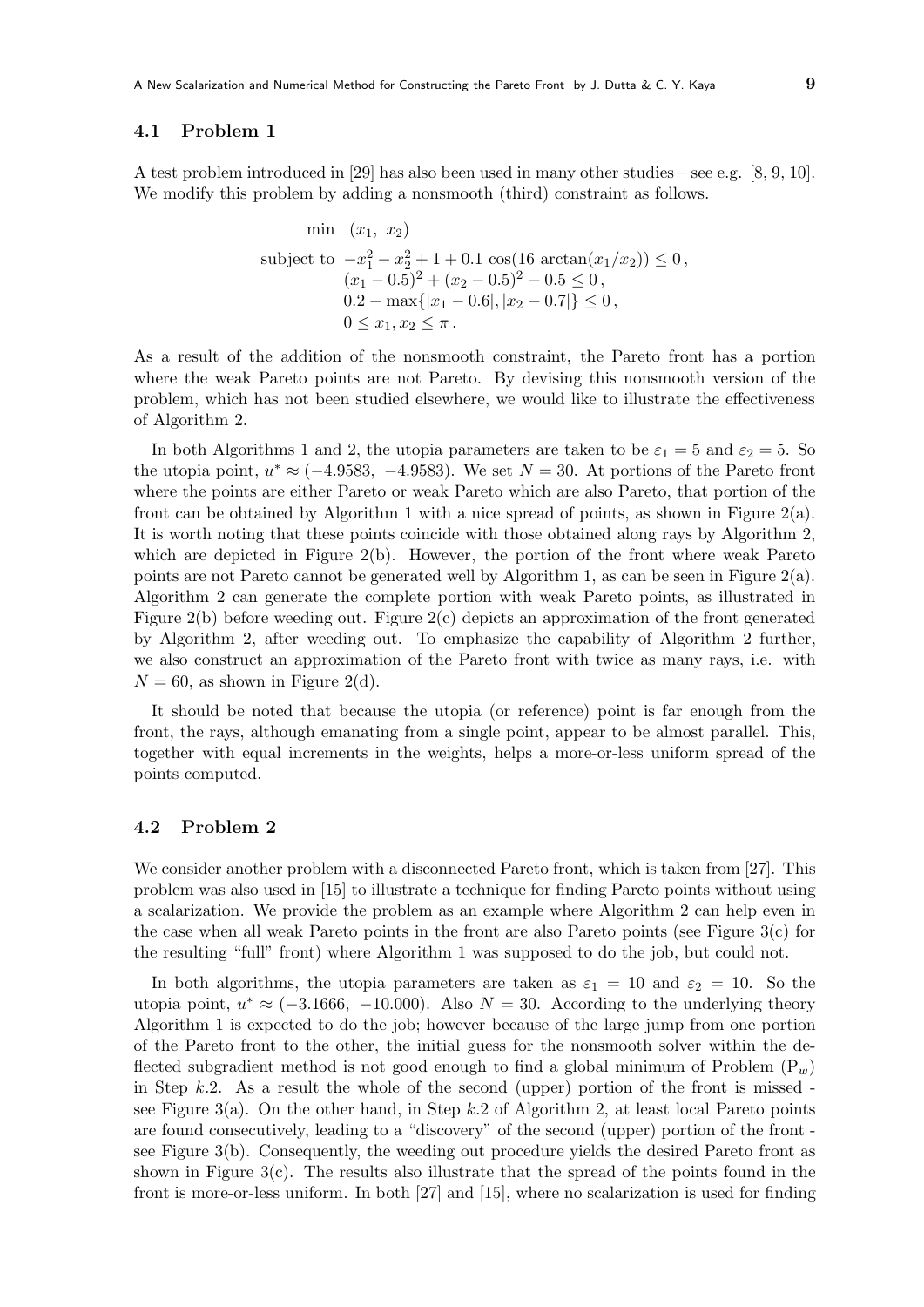### 4.1 Problem 1

A test problem introduced in [29] has also been used in many other studies – see e.g. [8, 9, 10]. We modify this problem by adding a nonsmooth (third) constraint as follows.

$$
\begin{aligned}
\min \quad & (x_1,\ x_2) \\
\text{subject to} \quad & -x_1^2 - x_2^2 + 1 + 0.1\,\cos(16\,\arctan(x_1/x_2)) \leq 0\,, \\
& (x_1 - 0.5)^2 + (x_2 - 0.5)^2 - 0.5 \leq 0\,, \\
& 0.2 - \max\{|x_1 - 0.6|, |x_2 - 0.7|\} \leq 0\,, \\
& 0 \leq x_1, x_2 \leq \pi\,.
\end{aligned}
$$

As a result of the addition of the nonsmooth constraint, the Pareto front has a portion where the weak Pareto points are not Pareto. By devising this nonsmooth version of the problem, which has not been studied elsewhere, we would like to illustrate the effectiveness of Algorithm 2.

In both Algorithms 1 and 2, the utopia parameters are taken to be $\varepsilon_1 = 5$ and $\varepsilon_2 = 5$. So the utopia point, $u^* \approx (-4.9583,\ -4.9583)$. We set $N = 30$. At portions of the Pareto front where the points are either Pareto or weak Pareto which are also Pareto, that portion of the front can be obtained by Algorithm 1 with a nice spread of points, as shown in Figure 2(a). It is worth noting that these points coincide with those obtained along rays by Algorithm 2, which are depicted in Figure 2(b). However, the portion of the front where weak Pareto points are not Pareto cannot be generated well by Algorithm 1, as can be seen in Figure 2(a). Algorithm 2 can generate the complete portion with weak Pareto points, as illustrated in Figure 2(b) before weeding out. Figure 2(c) depicts an approximation of the front generated by Algorithm 2, after weeding out. To emphasize the capability of Algorithm 2 further, we also construct an approximation of the Pareto front with twice as many rays, i.e. with $N = 60$, as shown in Figure 2(d).

It should be noted that because the utopia (or reference) point is far enough from the front, the rays, although emanating from a single point, appear to be almost parallel. This, together with equal increments in the weights, helps a more-or-less uniform spread of the points computed.

### 4.2 Problem 2

We consider another problem with a disconnected Pareto front, which is taken from [27]. This problem was also used in [15] to illustrate a technique for finding Pareto points without using a scalarization. We provide the problem as an example where Algorithm 2 can help even in the case when all weak Pareto points in the front are also Pareto points (see Figure 3(c) for the resulting "full" front) where Algorithm 1 was supposed to do the job, but could not.

In both algorithms, the utopia parameters are taken as $\varepsilon_1 = 10$ and $\varepsilon_2 = 10$. So the utopia point, $u^* \approx (-3.1666,\ -10.000)$. Also $N = 30$. According to the underlying theory Algorithm 1 is expected to do the job; however because of the large jump from one portion of the Pareto front to the other, the initial guess for the nonsmooth solver within the deflected subgradient method is not good enough to find a global minimum of Problem ($\mathrm{P}_w$) in Step $k$.2. As a result the whole of the second (upper) portion of the front is missed - see Figure 3(a). On the other hand, in Step $k$.2 of Algorithm 2, at least local Pareto points are found consecutively, leading to a "discovery" of the second (upper) portion of the front - see Figure 3(b). Consequently, the weeding out procedure yields the desired Pareto front as shown in Figure 3(c). The results also illustrate that the spread of the points found in the front is more-or-less uniform. In both [27] and [15], where no scalarization is used for finding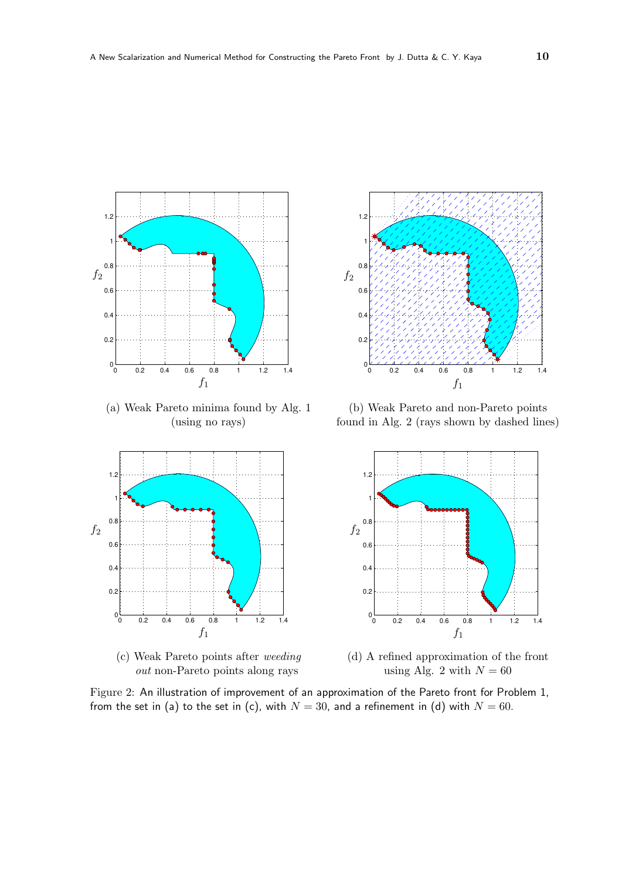(a) Weak Pareto minima found by Alg. 1 (using no rays)

(b) Weak Pareto and non-Pareto points found in Alg. 2 (rays shown by dashed lines)

(c) Weak Pareto points after *weeding out* non-Pareto points along rays

(d) A refined approximation of the front using Alg. 2 with $N = 60$

Figure 2: An illustration of improvement of an approximation of the Pareto front for Problem 1, from the set in (a) to the set in (c), with $N = 30$, and a refinement in (d) with $N = 60$.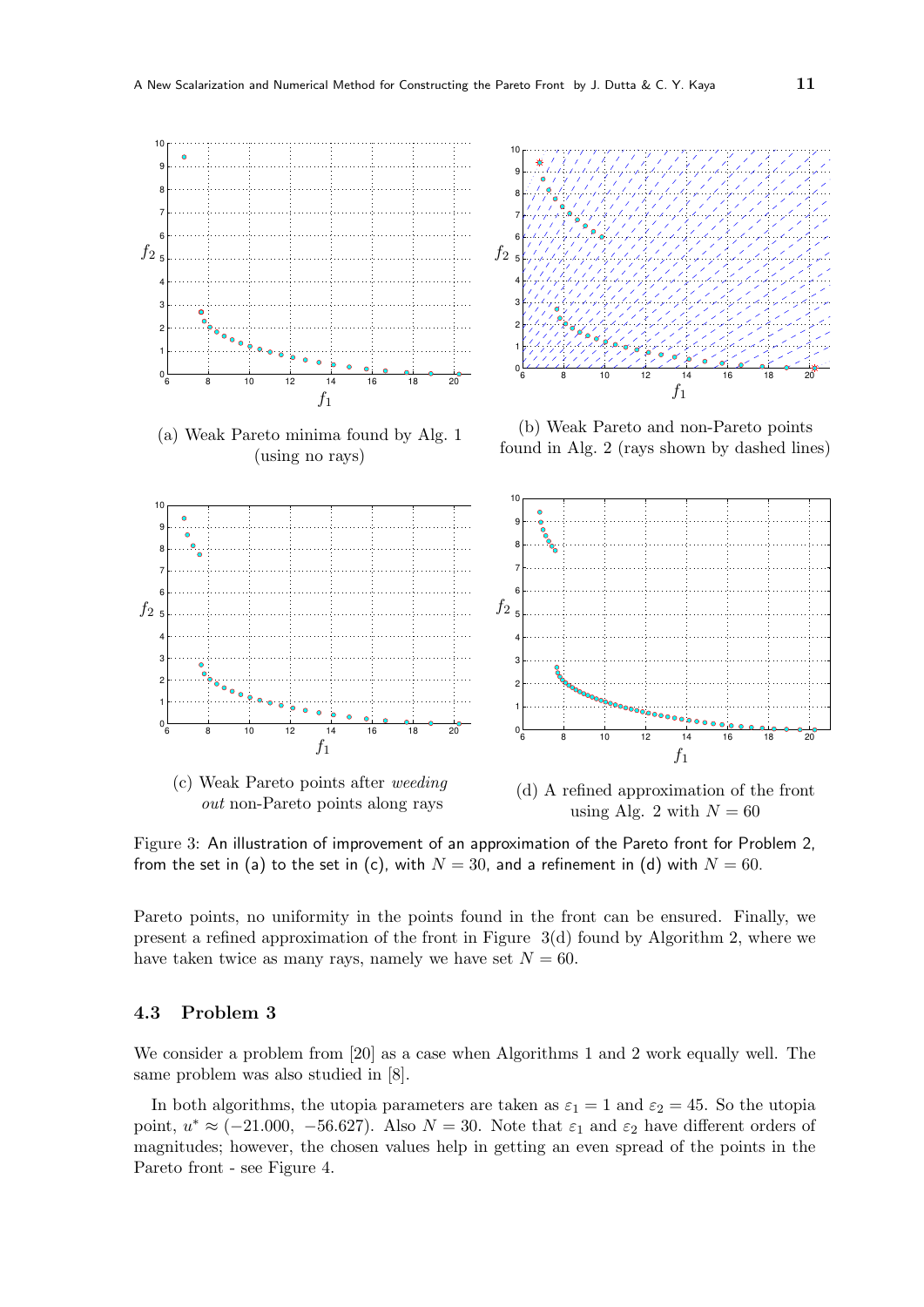(a) Weak Pareto minima found by Alg. 1 (using no rays)

(b) Weak Pareto and non-Pareto points found in Alg. 2 (rays shown by dashed lines)

(c) Weak Pareto points after *weeding out* non-Pareto points along rays

(d) A refined approximation of the front using Alg. 2 with $N = 60$

Figure 3: An illustration of improvement of an approximation of the Pareto front for Problem 2, from the set in (a) to the set in (c), with $N = 30$, and a refinement in (d) with $N = 60$.

Pareto points, no uniformity in the points found in the front can be ensured. Finally, we present a refined approximation of the front in Figure 3(d) found by Algorithm 2, where we have taken twice as many rays, namely we have set $N = 60$.

### 4.3 Problem 3

We consider a problem from [20] as a case when Algorithms 1 and 2 work equally well. The same problem was also studied in [8].

In both algorithms, the utopia parameters are taken as $\varepsilon_1 = 1$ and $\varepsilon_2 = 45$. So the utopia point, $u^* \approx (-21.000,\ -56.627)$. Also $N = 30$. Note that $\varepsilon_1$ and $\varepsilon_2$ have different orders of magnitudes; however, the chosen values help in getting an even spread of the points in the Pareto front - see Figure 4.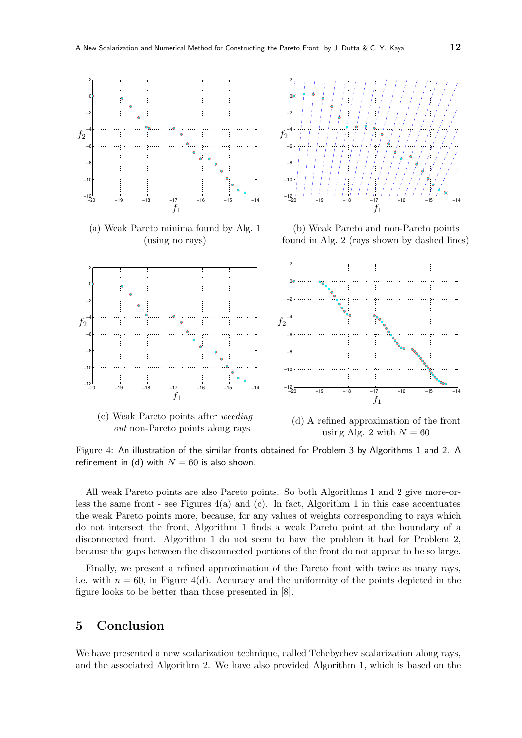(a) Weak Pareto minima found by Alg. 1 (using no rays)

(b) Weak Pareto and non-Pareto points found in Alg. 2 (rays shown by dashed lines)

(c) Weak Pareto points after *weeding out* non-Pareto points along rays

(d) A refined approximation of the front using Alg. 2 with $N = 60$

Figure 4: An illustration of the similar fronts obtained for Problem 3 by Algorithms 1 and 2. A refinement in (d) with $N = 60$ is also shown.

All weak Pareto points are also Pareto points. So both Algorithms 1 and 2 give more-or-less the same front - see Figures 4(a) and (c). In fact, Algorithm 1 in this case accentuates the weak Pareto points more, because, for any values of weights corresponding to rays which do not intersect the front, Algorithm 1 finds a weak Pareto point at the boundary of a disconnected front. Algorithm 1 do not seem to have the problem it had for Problem 2, because the gaps between the disconnected portions of the front do not appear to be so large.

Finally, we present a refined approximation of the Pareto front with twice as many rays, i.e. with $n = 60$, in Figure 4(d). Accuracy and the uniformity of the points depicted in the figure looks to be better than those presented in [8].

## 5 Conclusion

We have presented a new scalarization technique, called Tchebychev scalarization along rays, and the associated Algorithm 2. We have also provided Algorithm 1, which is based on the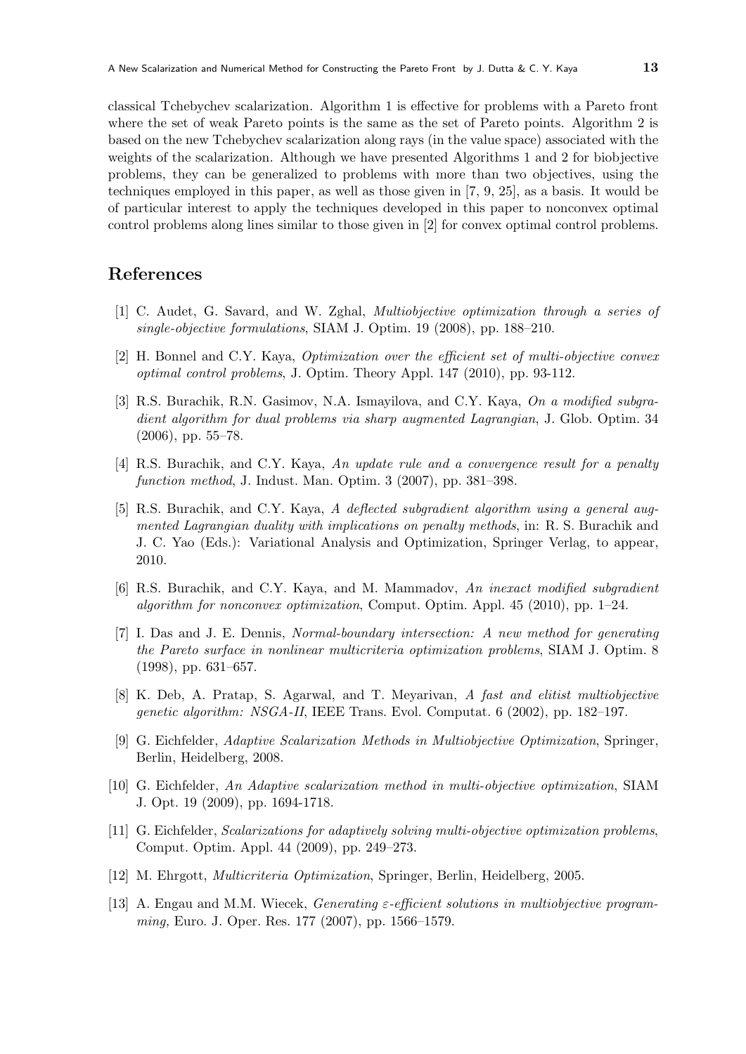classical Tchebychev scalarization. Algorithm 1 is effective for problems with a Pareto front where the set of weak Pareto points is the same as the set of Pareto points. Algorithm 2 is based on the new Tchebychev scalarization along rays (in the value space) associated with the weights of the scalarization. Although we have presented Algorithms 1 and 2 for biobjective problems, they can be generalized to problems with more than two objectives, using the techniques employed in this paper, as well as those given in [7, 9, 25], as a basis. It would be of particular interest to apply the techniques developed in this paper to nonconvex optimal control problems along lines similar to those given in [2] for convex optimal control problems.

## References

[1] C. Audet, G. Savard, and W. Zghal, *Multiobjective optimization through a series of single-objective formulations*, SIAM J. Optim. 19 (2008), pp. 188–210.

[2] H. Bonnel and C.Y. Kaya, *Optimization over the efficient set of multi-objective convex optimal control problems*, J. Optim. Theory Appl. 147 (2010), pp. 93-112.

[3] R.S. Burachik, R.N. Gasimov, N.A. Ismayilova, and C.Y. Kaya, *On a modified subgradient algorithm for dual problems via sharp augmented Lagrangian*, J. Glob. Optim. 34 (2006), pp. 55–78.

[4] R.S. Burachik, and C.Y. Kaya, *An update rule and a convergence result for a penalty function method*, J. Indust. Man. Optim. 3 (2007), pp. 381–398.

[5] R.S. Burachik, and C.Y. Kaya, *A deflected subgradient algorithm using a general augmented Lagrangian duality with implications on penalty methods*, in: R. S. Burachik and J. C. Yao (Eds.): Variational Analysis and Optimization, Springer Verlag, to appear, 2010.

[6] R.S. Burachik, and C.Y. Kaya, and M. Mammadov, *An inexact modified subgradient algorithm for nonconvex optimization*, Comput. Optim. Appl. 45 (2010), pp. 1–24.

[7] I. Das and J. E. Dennis, *Normal-boundary intersection: A new method for generating the Pareto surface in nonlinear multicriteria optimization problems*, SIAM J. Optim. 8 (1998), pp. 631–657.

[8] K. Deb, A. Pratap, S. Agarwal, and T. Meyarivan, *A fast and elitist multiobjective genetic algorithm: NSGA-II*, IEEE Trans. Evol. Computat. 6 (2002), pp. 182–197.

[9] G. Eichfelder, *Adaptive Scalarization Methods in Multiobjective Optimization*, Springer, Berlin, Heidelberg, 2008.

[10] G. Eichfelder, *An Adaptive scalarization method in multi-objective optimization*, SIAM J. Opt. 19 (2009), pp. 1694-1718.

[11] G. Eichfelder, *Scalarizations for adaptively solving multi-objective optimization problems*, Comput. Optim. Appl. 44 (2009), pp. 249–273.

[12] M. Ehrgott, *Multicriteria Optimization*, Springer, Berlin, Heidelberg, 2005.

[13] A. Engau and M.M. Wiecek, *Generating $\varepsilon$-efficient solutions in multiobjective programming,* Euro. J. Oper. Res. 177 (2007), pp. 1566–1579.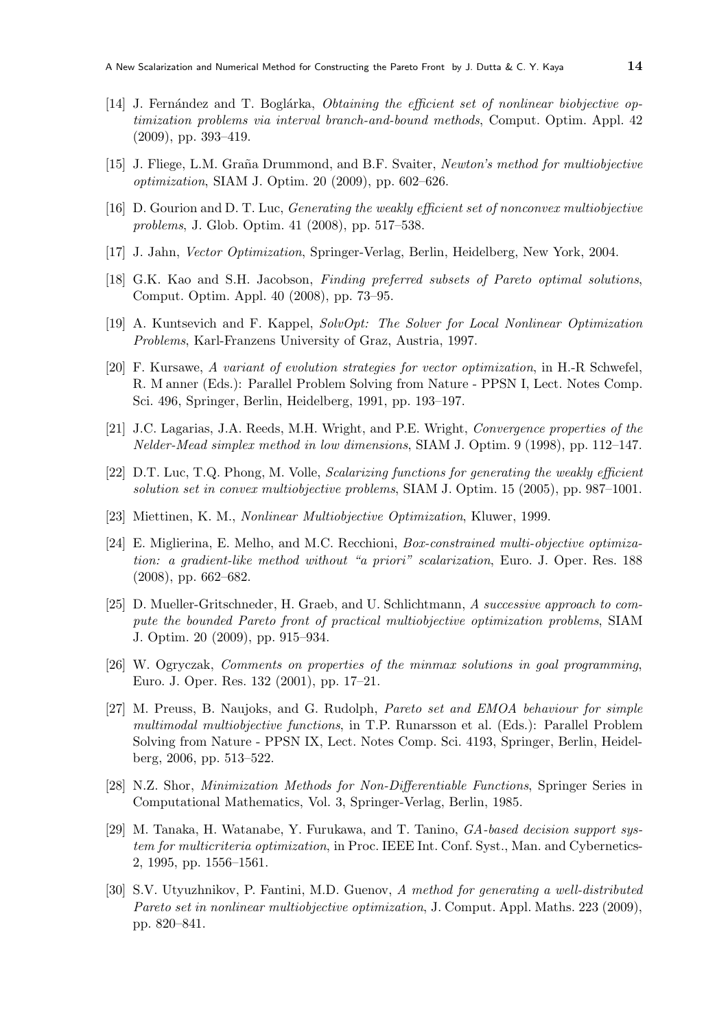[14] J. Fernández and T. Boglárka, *Obtaining the efficient set of nonlinear biobjective optimization problems via interval branch-and-bound methods*, Comput. Optim. Appl. 42 (2009), pp. 393–419.

[15] J. Fliege, L.M. Graña Drummond, and B.F. Svaiter, *Newton's method for multiobjective optimization*, SIAM J. Optim. 20 (2009), pp. 602–626.

[16] D. Gourion and D. T. Luc, *Generating the weakly efficient set of nonconvex multiobjective problems*, J. Glob. Optim. 41 (2008), pp. 517–538.

[17] J. Jahn, *Vector Optimization*, Springer-Verlag, Berlin, Heidelberg, New York, 2004.

[18] G.K. Kao and S.H. Jacobson, *Finding preferred subsets of Pareto optimal solutions*, Comput. Optim. Appl. 40 (2008), pp. 73–95.

[19] A. Kuntsevich and F. Kappel, *SolvOpt: The Solver for Local Nonlinear Optimization Problems*, Karl-Franzens University of Graz, Austria, 1997.

[20] F. Kursawe, *A variant of evolution strategies for vector optimization*, in H.-R Schwefel, R. M anner (Eds.): Parallel Problem Solving from Nature - PPSN I, Lect. Notes Comp. Sci. 496, Springer, Berlin, Heidelberg, 1991, pp. 193–197.

[21] J.C. Lagarias, J.A. Reeds, M.H. Wright, and P.E. Wright, *Convergence properties of the Nelder-Mead simplex method in low dimensions*, SIAM J. Optim. 9 (1998), pp. 112–147.

[22] D.T. Luc, T.Q. Phong, M. Volle, *Scalarizing functions for generating the weakly efficient solution set in convex multiobjective problems*, SIAM J. Optim. 15 (2005), pp. 987–1001.

[23] Miettinen, K. M., *Nonlinear Multiobjective Optimization*, Kluwer, 1999.

[24] E. Miglierina, E. Melho, and M.C. Recchioni, *Box-constrained multi-objective optimization: a gradient-like method without "a priori" scalarization*, Euro. J. Oper. Res. 188 (2008), pp. 662–682.

[25] D. Mueller-Gritschneder, H. Graeb, and U. Schlichtmann, *A successive approach to compute the bounded Pareto front of practical multiobjective optimization problems*, SIAM J. Optim. 20 (2009), pp. 915–934.

[26] W. Ogryczak, *Comments on properties of the minmax solutions in goal programming*, Euro. J. Oper. Res. 132 (2001), pp. 17–21.

[27] M. Preuss, B. Naujoks, and G. Rudolph, *Pareto set and EMOA behaviour for simple multimodal multiobjective functions*, in T.P. Runarsson et al. (Eds.): Parallel Problem Solving from Nature - PPSN IX, Lect. Notes Comp. Sci. 4193, Springer, Berlin, Heidelberg, 2006, pp. 513–522.

[28] N.Z. Shor, *Minimization Methods for Non-Differentiable Functions*, Springer Series in Computational Mathematics, Vol. 3, Springer-Verlag, Berlin, 1985.

[29] M. Tanaka, H. Watanabe, Y. Furukawa, and T. Tanino, *GA-based decision support system for multicriteria optimization*, in Proc. IEEE Int. Conf. Syst., Man. and Cybernetics-2, 1995, pp. 1556–1561.

[30] S.V. Utyuzhnikov, P. Fantini, M.D. Guenov, *A method for generating a well-distributed Pareto set in nonlinear multiobjective optimization*, J. Comput. Appl. Maths. 223 (2009), pp. 820–841.